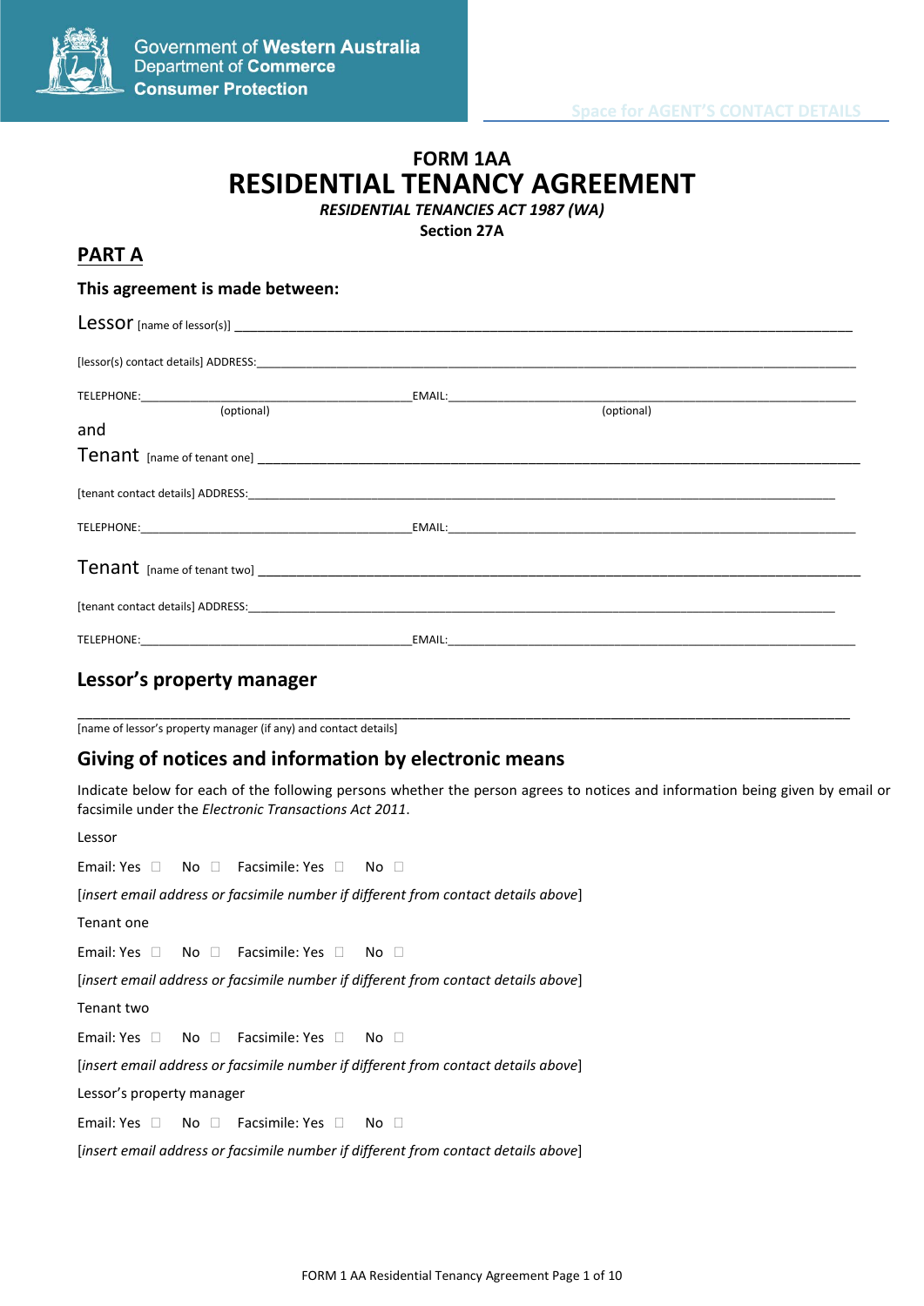Government of Western Australia
Department of Commerce
Consumer Protection

Space for AGENT'S CONTACT DETAILS

# FORM 1AA
# RESIDENTIAL TENANCY AGREEMENT

***RESIDENTIAL TENANCIES ACT 1987 (WA)***
**Section 27A**

## PART A

### This agreement is made between:

Lessor [name of lessor(s)] ______________________________________________________________________________

[lessor(s) contact details] ADDRESS:______________________________________________________________________________

TELEPHONE:______________________________ (optional) EMAIL:______________________________ (optional)

and

Tenant [name of tenant one] ______________________________________________________________________________

[tenant contact details] ADDRESS:______________________________________________________________________________

TELEPHONE:______________________________ EMAIL:______________________________

Tenant [name of tenant two] ______________________________________________________________________________

[tenant contact details] ADDRESS:______________________________________________________________________________

TELEPHONE:______________________________ EMAIL:______________________________

## Lessor's property manager

______________________________________________________________________________

[name of lessor's property manager (if any) and contact details]

## Giving of notices and information by electronic means

Indicate below for each of the following persons whether the person agrees to notices and information being given by email or facsimile under the *Electronic Transactions Act 2011*.

Lessor

Email: Yes ☐ No ☐ Facsimile: Yes ☐ No ☐

[*insert email address or facsimile number if different from contact details above*]

Tenant one

Email: Yes ☐ No ☐ Facsimile: Yes ☐ No ☐

[*insert email address or facsimile number if different from contact details above*]

Tenant two

Email: Yes ☐ No ☐ Facsimile: Yes ☐ No ☐

[*insert email address or facsimile number if different from contact details above*]

Lessor's property manager

Email: Yes ☐ No ☐ Facsimile: Yes ☐ No ☐

[*insert email address or facsimile number if different from contact details above*]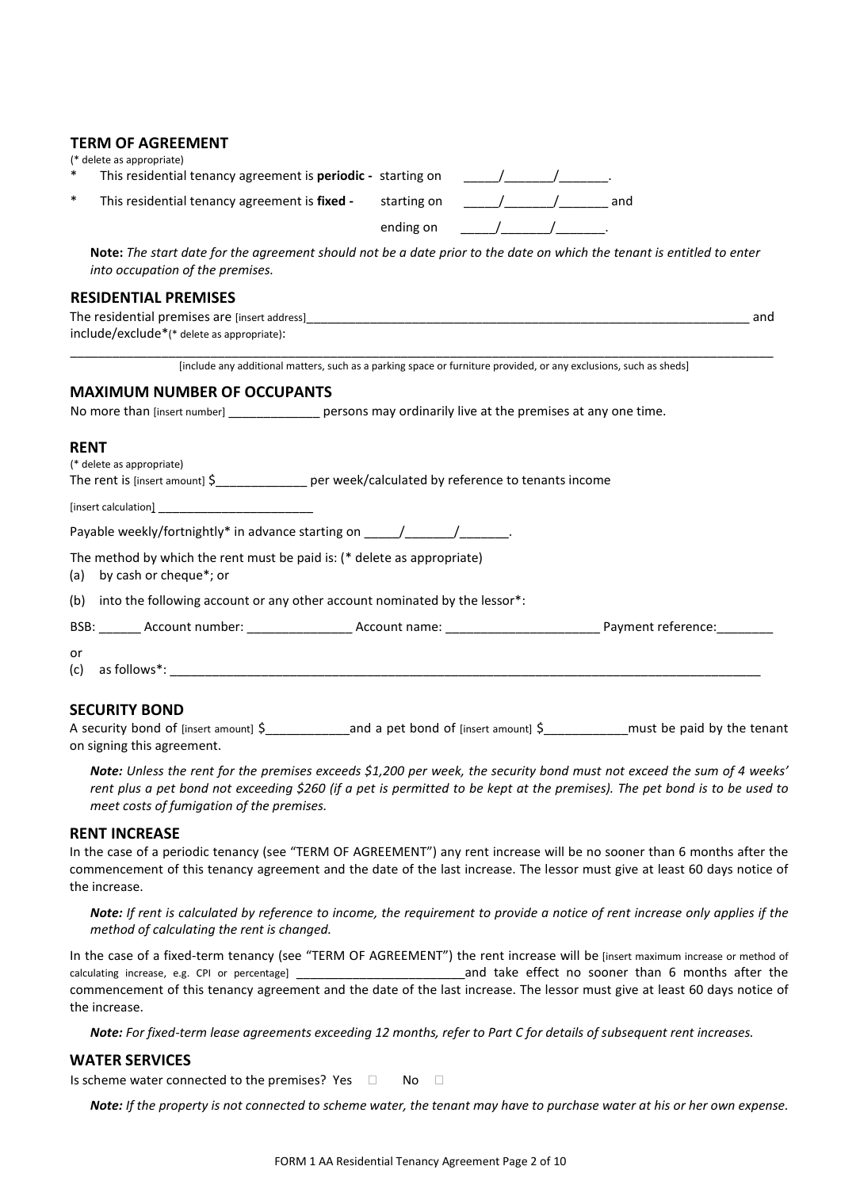## TERM OF AGREEMENT

(* delete as appropriate)

\* This residential tenancy agreement is **periodic -** starting on _____/_______/_______.

\* This residential tenancy agreement is **fixed -** starting on _____/_______/_______ and ending on _____/_______/_______.

**Note:** *The start date for the agreement should not be a date prior to the date on which the tenant is entitled to enter into occupation of the premises.*

## RESIDENTIAL PREMISES

The residential premises are [insert address]_________________________________________________________________ and include/exclude*(* delete as appropriate):

_____________________________________________________________________________________________________

[include any additional matters, such as a parking space or furniture provided, or any exclusions, such as sheds]

## MAXIMUM NUMBER OF OCCUPANTS

No more than [insert number] _____________ persons may ordinarily live at the premises at any one time.

## RENT

(* delete as appropriate)

The rent is [insert amount] $_____________ per week/calculated by reference to tenants income

[insert calculation] ________________________

Payable weekly/fortnightly* in advance starting on _____/_______/_______.

The method by which the rent must be paid is: (* delete as appropriate)

(a) by cash or cheque*; or

(b) into the following account or any other account nominated by the lessor*:

BSB: ______ Account number: _______________ Account name: ______________________ Payment reference:________

or

(c) as follows*: _____________________________________________________________________________________

## SECURITY BOND

A security bond of [insert amount] $____________and a pet bond of [insert amount] $____________must be paid by the tenant on signing this agreement.

***Note:*** *Unless the rent for the premises exceeds $1,200 per week, the security bond must not exceed the sum of 4 weeks' rent plus a pet bond not exceeding $260 (if a pet is permitted to be kept at the premises). The pet bond is to be used to meet costs of fumigation of the premises.*

## RENT INCREASE

In the case of a periodic tenancy (see "TERM OF AGREEMENT") any rent increase will be no sooner than 6 months after the commencement of this tenancy agreement and the date of the last increase. The lessor must give at least 60 days notice of the increase.

***Note:*** *If rent is calculated by reference to income, the requirement to provide a notice of rent increase only applies if the method of calculating the rent is changed.*

In the case of a fixed-term tenancy (see "TERM OF AGREEMENT") the rent increase will be [insert maximum increase or method of calculating increase, e.g. CPI or percentage] _________________________and take effect no sooner than 6 months after the commencement of this tenancy agreement and the date of the last increase. The lessor must give at least 60 days notice of the increase.

***Note:*** *For fixed-term lease agreements exceeding 12 months, refer to Part C for details of subsequent rent increases.*

## WATER SERVICES

Is scheme water connected to the premises? Yes ☐ No ☐

***Note:*** *If the property is not connected to scheme water, the tenant may have to purchase water at his or her own expense.*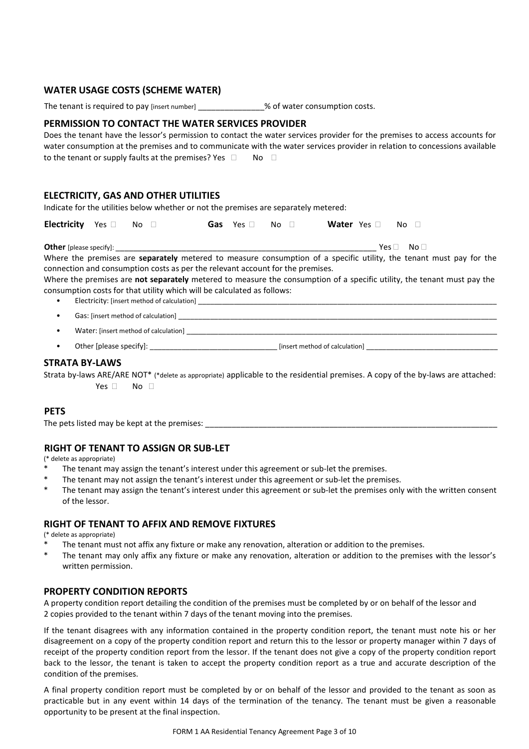## WATER USAGE COSTS (SCHEME WATER)

The tenant is required to pay [insert number] _______________% of water consumption costs.

## PERMISSION TO CONTACT THE WATER SERVICES PROVIDER

Does the tenant have the lessor's permission to contact the water services provider for the premises to access accounts for water consumption at the premises and to communicate with the water services provider in relation to concessions available to the tenant or supply faults at the premises? Yes ☐ No ☐

## ELECTRICITY, GAS AND OTHER UTILITIES

Indicate for the utilities below whether or not the premises are separately metered:

**Electricity** Yes ☐ No ☐ **Gas** Yes ☐ No ☐ **Water** Yes ☐ No ☐

**Other** [please specify]: _______________________________________________________________ Yes ☐ No ☐

Where the premises are **separately** metered to measure consumption of a specific utility, the tenant must pay for the connection and consumption costs as per the relevant account for the premises.

Where the premises are **not separately** metered to measure the consumption of a specific utility, the tenant must pay the consumption costs for that utility which will be calculated as follows:

- Electricity: [insert method of calculation] _______________________________________________________________
- Gas: [insert method of calculation] _______________________________________________________________
- Water: [insert method of calculation] _______________________________________________________________
- Other [please specify]: _______________________________ [insert method of calculation] _________________________________

## STRATA BY-LAWS

Strata by-laws ARE/ARE NOT* (*delete as appropriate) applicable to the residential premises. A copy of the by-laws are attached: Yes ☐ No ☐

## PETS

The pets listed may be kept at the premises: _______________________________________________________________

## RIGHT OF TENANT TO ASSIGN OR SUB-LET

(* delete as appropriate)

- \* The tenant may assign the tenant's interest under this agreement or sub-let the premises.
- \* The tenant may not assign the tenant's interest under this agreement or sub-let the premises.
- \* The tenant may assign the tenant's interest under this agreement or sub-let the premises only with the written consent of the lessor.

## RIGHT OF TENANT TO AFFIX AND REMOVE FIXTURES

(* delete as appropriate)

- \* The tenant must not affix any fixture or make any renovation, alteration or addition to the premises.
- \* The tenant may only affix any fixture or make any renovation, alteration or addition to the premises with the lessor's written permission.

## PROPERTY CONDITION REPORTS

A property condition report detailing the condition of the premises must be completed by or on behalf of the lessor and 2 copies provided to the tenant within 7 days of the tenant moving into the premises.

If the tenant disagrees with any information contained in the property condition report, the tenant must note his or her disagreement on a copy of the property condition report and return this to the lessor or property manager within 7 days of receipt of the property condition report from the lessor. If the tenant does not give a copy of the property condition report back to the lessor, the tenant is taken to accept the property condition report as a true and accurate description of the condition of the premises.

A final property condition report must be completed by or on behalf of the lessor and provided to the tenant as soon as practicable but in any event within 14 days of the termination of the tenancy. The tenant must be given a reasonable opportunity to be present at the final inspection.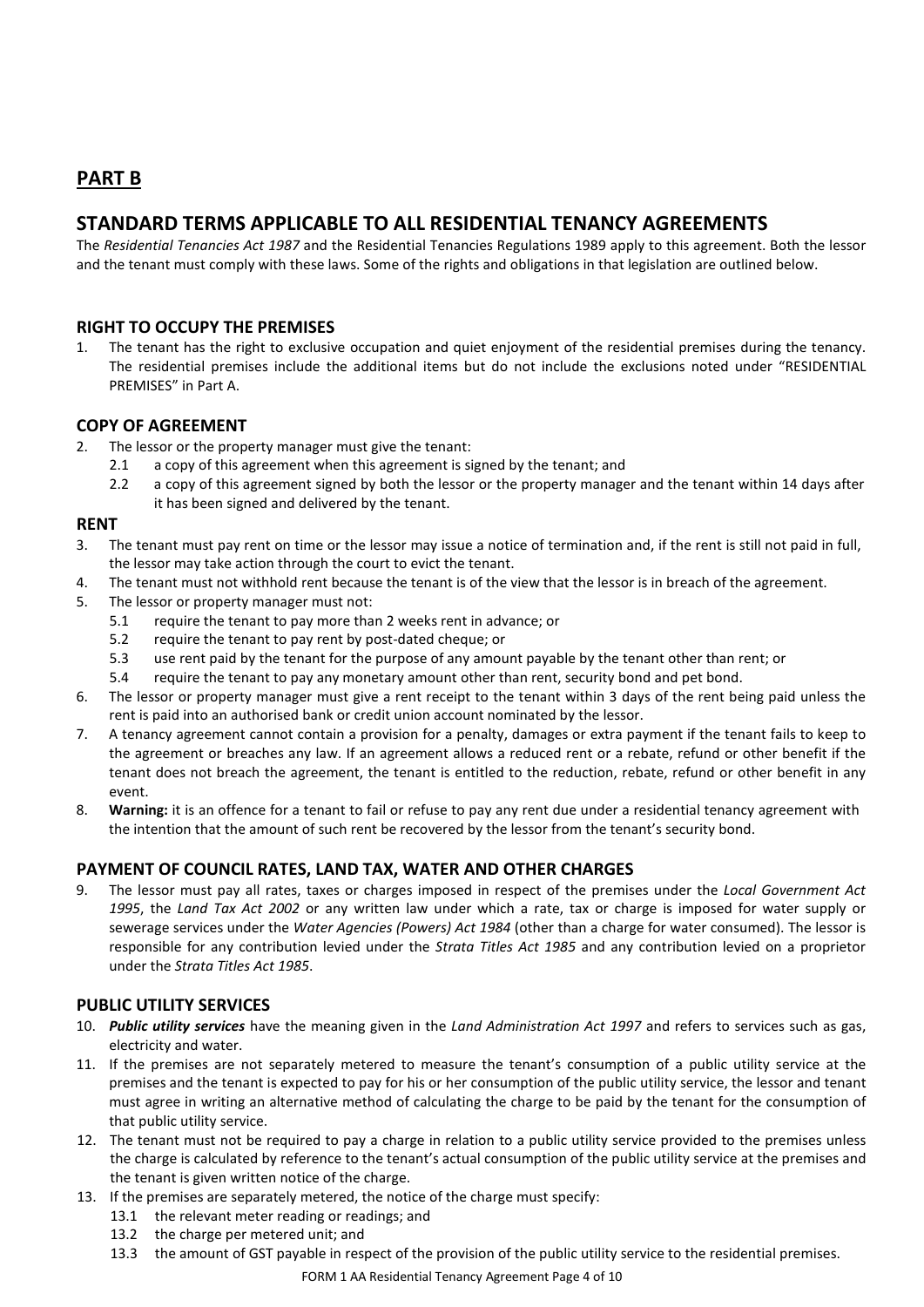## PART B

## STANDARD TERMS APPLICABLE TO ALL RESIDENTIAL TENANCY AGREEMENTS

The *Residential Tenancies Act 1987* and the Residential Tenancies Regulations 1989 apply to this agreement. Both the lessor and the tenant must comply with these laws. Some of the rights and obligations in that legislation are outlined below.

### RIGHT TO OCCUPY THE PREMISES

1. The tenant has the right to exclusive occupation and quiet enjoyment of the residential premises during the tenancy. The residential premises include the additional items but do not include the exclusions noted under "RESIDENTIAL PREMISES" in Part A.

### COPY OF AGREEMENT

2. The lessor or the property manager must give the tenant:
   - 2.1 a copy of this agreement when this agreement is signed by the tenant; and
   - 2.2 a copy of this agreement signed by both the lessor or the property manager and the tenant within 14 days after it has been signed and delivered by the tenant.

### RENT

3. The tenant must pay rent on time or the lessor may issue a notice of termination and, if the rent is still not paid in full, the lessor may take action through the court to evict the tenant.
4. The tenant must not withhold rent because the tenant is of the view that the lessor is in breach of the agreement.
5. The lessor or property manager must not:
   - 5.1 require the tenant to pay more than 2 weeks rent in advance; or
   - 5.2 require the tenant to pay rent by post-dated cheque; or
   - 5.3 use rent paid by the tenant for the purpose of any amount payable by the tenant other than rent; or
   - 5.4 require the tenant to pay any monetary amount other than rent, security bond and pet bond.
6. The lessor or property manager must give a rent receipt to the tenant within 3 days of the rent being paid unless the rent is paid into an authorised bank or credit union account nominated by the lessor.
7. A tenancy agreement cannot contain a provision for a penalty, damages or extra payment if the tenant fails to keep to the agreement or breaches any law. If an agreement allows a reduced rent or a rebate, refund or other benefit if the tenant does not breach the agreement, the tenant is entitled to the reduction, rebate, refund or other benefit in any event.
8. **Warning:** it is an offence for a tenant to fail or refuse to pay any rent due under a residential tenancy agreement with the intention that the amount of such rent be recovered by the lessor from the tenant's security bond.

### PAYMENT OF COUNCIL RATES, LAND TAX, WATER AND OTHER CHARGES

9. The lessor must pay all rates, taxes or charges imposed in respect of the premises under the *Local Government Act 1995*, the *Land Tax Act 2002* or any written law under which a rate, tax or charge is imposed for water supply or sewerage services under the *Water Agencies (Powers) Act 1984* (other than a charge for water consumed). The lessor is responsible for any contribution levied under the *Strata Titles Act 1985* and any contribution levied on a proprietor under the *Strata Titles Act 1985*.

### PUBLIC UTILITY SERVICES

10. ***Public utility services*** have the meaning given in the *Land Administration Act 1997* and refers to services such as gas, electricity and water.
11. If the premises are not separately metered to measure the tenant's consumption of a public utility service at the premises and the tenant is expected to pay for his or her consumption of the public utility service, the lessor and tenant must agree in writing an alternative method of calculating the charge to be paid by the tenant for the consumption of that public utility service.
12. The tenant must not be required to pay a charge in relation to a public utility service provided to the premises unless the charge is calculated by reference to the tenant's actual consumption of the public utility service at the premises and the tenant is given written notice of the charge.
13. If the premises are separately metered, the notice of the charge must specify:
    - 13.1 the relevant meter reading or readings; and
    - 13.2 the charge per metered unit; and
    - 13.3 the amount of GST payable in respect of the provision of the public utility service to the residential premises.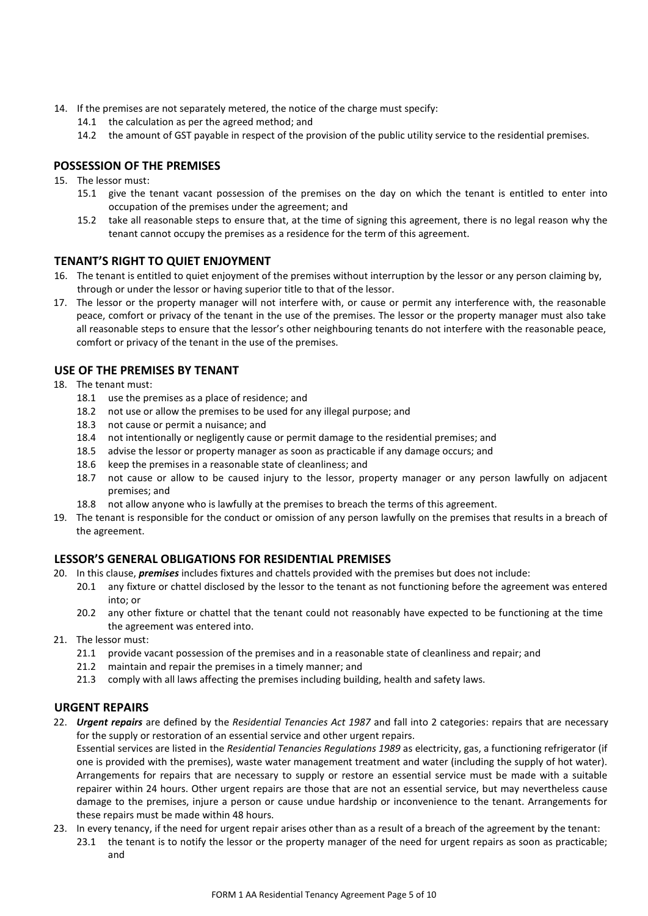14. If the premises are not separately metered, the notice of the charge must specify:
    14.1 the calculation as per the agreed method; and
    14.2 the amount of GST payable in respect of the provision of the public utility service to the residential premises.

## POSSESSION OF THE PREMISES

15. The lessor must:
    15.1 give the tenant vacant possession of the premises on the day on which the tenant is entitled to enter into occupation of the premises under the agreement; and
    15.2 take all reasonable steps to ensure that, at the time of signing this agreement, there is no legal reason why the tenant cannot occupy the premises as a residence for the term of this agreement.

## TENANT'S RIGHT TO QUIET ENJOYMENT

16. The tenant is entitled to quiet enjoyment of the premises without interruption by the lessor or any person claiming by, through or under the lessor or having superior title to that of the lessor.
17. The lessor or the property manager will not interfere with, or cause or permit any interference with, the reasonable peace, comfort or privacy of the tenant in the use of the premises. The lessor or the property manager must also take all reasonable steps to ensure that the lessor's other neighbouring tenants do not interfere with the reasonable peace, comfort or privacy of the tenant in the use of the premises.

## USE OF THE PREMISES BY TENANT

18. The tenant must:
    18.1 use the premises as a place of residence; and
    18.2 not use or allow the premises to be used for any illegal purpose; and
    18.3 not cause or permit a nuisance; and
    18.4 not intentionally or negligently cause or permit damage to the residential premises; and
    18.5 advise the lessor or property manager as soon as practicable if any damage occurs; and
    18.6 keep the premises in a reasonable state of cleanliness; and
    18.7 not cause or allow to be caused injury to the lessor, property manager or any person lawfully on adjacent premises; and
    18.8 not allow anyone who is lawfully at the premises to breach the terms of this agreement.
19. The tenant is responsible for the conduct or omission of any person lawfully on the premises that results in a breach of the agreement.

## LESSOR'S GENERAL OBLIGATIONS FOR RESIDENTIAL PREMISES

20. In this clause, ***premises*** includes fixtures and chattels provided with the premises but does not include:
    20.1 any fixture or chattel disclosed by the lessor to the tenant as not functioning before the agreement was entered into; or
    20.2 any other fixture or chattel that the tenant could not reasonably have expected to be functioning at the time the agreement was entered into.
21. The lessor must:
    21.1 provide vacant possession of the premises and in a reasonable state of cleanliness and repair; and
    21.2 maintain and repair the premises in a timely manner; and
    21.3 comply with all laws affecting the premises including building, health and safety laws.

## URGENT REPAIRS

22. ***Urgent repairs*** are defined by the *Residential Tenancies Act 1987* and fall into 2 categories: repairs that are necessary for the supply or restoration of an essential service and other urgent repairs.
    Essential services are listed in the *Residential Tenancies Regulations 1989* as electricity, gas, a functioning refrigerator (if one is provided with the premises), waste water management treatment and water (including the supply of hot water). Arrangements for repairs that are necessary to supply or restore an essential service must be made with a suitable repairer within 24 hours. Other urgent repairs are those that are not an essential service, but may nevertheless cause damage to the premises, injure a person or cause undue hardship or inconvenience to the tenant. Arrangements for these repairs must be made within 48 hours.
23. In every tenancy, if the need for urgent repair arises other than as a result of a breach of the agreement by the tenant:
    23.1 the tenant is to notify the lessor or the property manager of the need for urgent repairs as soon as practicable; and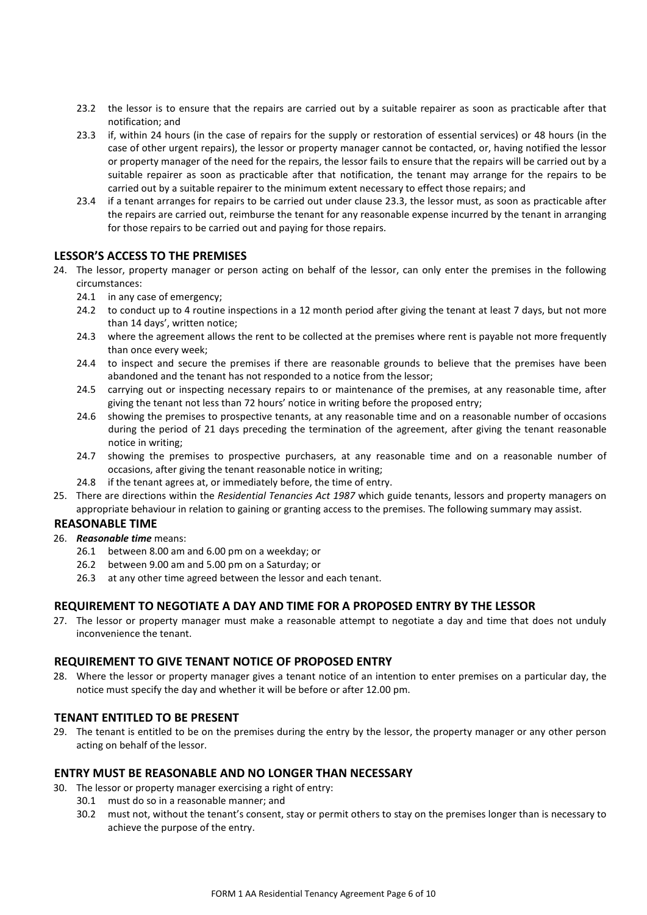23.2 the lessor is to ensure that the repairs are carried out by a suitable repairer as soon as practicable after that notification; and

23.3 if, within 24 hours (in the case of repairs for the supply or restoration of essential services) or 48 hours (in the case of other urgent repairs), the lessor or property manager cannot be contacted, or, having notified the lessor or property manager of the need for the repairs, the lessor fails to ensure that the repairs will be carried out by a suitable repairer as soon as practicable after that notification, the tenant may arrange for the repairs to be carried out by a suitable repairer to the minimum extent necessary to effect those repairs; and

23.4 if a tenant arranges for repairs to be carried out under clause 23.3, the lessor must, as soon as practicable after the repairs are carried out, reimburse the tenant for any reasonable expense incurred by the tenant in arranging for those repairs to be carried out and paying for those repairs.

## LESSOR'S ACCESS TO THE PREMISES

24. The lessor, property manager or person acting on behalf of the lessor, can only enter the premises in the following circumstances:
    - 24.1 in any case of emergency;
    - 24.2 to conduct up to 4 routine inspections in a 12 month period after giving the tenant at least 7 days, but not more than 14 days', written notice;
    - 24.3 where the agreement allows the rent to be collected at the premises where rent is payable not more frequently than once every week;
    - 24.4 to inspect and secure the premises if there are reasonable grounds to believe that the premises have been abandoned and the tenant has not responded to a notice from the lessor;
    - 24.5 carrying out or inspecting necessary repairs to or maintenance of the premises, at any reasonable time, after giving the tenant not less than 72 hours' notice in writing before the proposed entry;
    - 24.6 showing the premises to prospective tenants, at any reasonable time and on a reasonable number of occasions during the period of 21 days preceding the termination of the agreement, after giving the tenant reasonable notice in writing;
    - 24.7 showing the premises to prospective purchasers, at any reasonable time and on a reasonable number of occasions, after giving the tenant reasonable notice in writing;
    - 24.8 if the tenant agrees at, or immediately before, the time of entry.
25. There are directions within the *Residential Tenancies Act 1987* which guide tenants, lessors and property managers on appropriate behaviour in relation to gaining or granting access to the premises. The following summary may assist.

## REASONABLE TIME

26. ***Reasonable time*** means:
    - 26.1 between 8.00 am and 6.00 pm on a weekday; or
    - 26.2 between 9.00 am and 5.00 pm on a Saturday; or
    - 26.3 at any other time agreed between the lessor and each tenant.

## REQUIREMENT TO NEGOTIATE A DAY AND TIME FOR A PROPOSED ENTRY BY THE LESSOR

27. The lessor or property manager must make a reasonable attempt to negotiate a day and time that does not unduly inconvenience the tenant.

## REQUIREMENT TO GIVE TENANT NOTICE OF PROPOSED ENTRY

28. Where the lessor or property manager gives a tenant notice of an intention to enter premises on a particular day, the notice must specify the day and whether it will be before or after 12.00 pm.

## TENANT ENTITLED TO BE PRESENT

29. The tenant is entitled to be on the premises during the entry by the lessor, the property manager or any other person acting on behalf of the lessor.

## ENTRY MUST BE REASONABLE AND NO LONGER THAN NECESSARY

30. The lessor or property manager exercising a right of entry:
    - 30.1 must do so in a reasonable manner; and
    - 30.2 must not, without the tenant's consent, stay or permit others to stay on the premises longer than is necessary to achieve the purpose of the entry.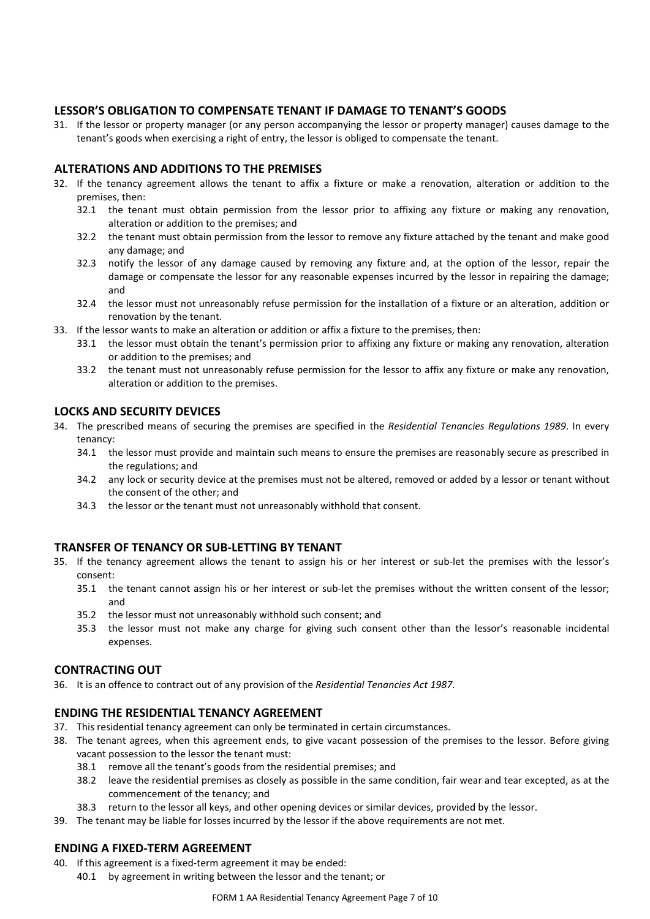## LESSOR'S OBLIGATION TO COMPENSATE TENANT IF DAMAGE TO TENANT'S GOODS

31. If the lessor or property manager (or any person accompanying the lessor or property manager) causes damage to the tenant's goods when exercising a right of entry, the lessor is obliged to compensate the tenant.

## ALTERATIONS AND ADDITIONS TO THE PREMISES

32. If the tenancy agreement allows the tenant to affix a fixture or make a renovation, alteration or addition to the premises, then:
    - 32.1 the tenant must obtain permission from the lessor prior to affixing any fixture or making any renovation, alteration or addition to the premises; and
    - 32.2 the tenant must obtain permission from the lessor to remove any fixture attached by the tenant and make good any damage; and
    - 32.3 notify the lessor of any damage caused by removing any fixture and, at the option of the lessor, repair the damage or compensate the lessor for any reasonable expenses incurred by the lessor in repairing the damage; and
    - 32.4 the lessor must not unreasonably refuse permission for the installation of a fixture or an alteration, addition or renovation by the tenant.
33. If the lessor wants to make an alteration or addition or affix a fixture to the premises, then:
    - 33.1 the lessor must obtain the tenant's permission prior to affixing any fixture or making any renovation, alteration or addition to the premises; and
    - 33.2 the tenant must not unreasonably refuse permission for the lessor to affix any fixture or make any renovation, alteration or addition to the premises.

## LOCKS AND SECURITY DEVICES

34. The prescribed means of securing the premises are specified in the *Residential Tenancies Regulations 1989*. In every tenancy:
    - 34.1 the lessor must provide and maintain such means to ensure the premises are reasonably secure as prescribed in the regulations; and
    - 34.2 any lock or security device at the premises must not be altered, removed or added by a lessor or tenant without the consent of the other; and
    - 34.3 the lessor or the tenant must not unreasonably withhold that consent.

## TRANSFER OF TENANCY OR SUB-LETTING BY TENANT

35. If the tenancy agreement allows the tenant to assign his or her interest or sub-let the premises with the lessor's consent:
    - 35.1 the tenant cannot assign his or her interest or sub-let the premises without the written consent of the lessor; and
    - 35.2 the lessor must not unreasonably withhold such consent; and
    - 35.3 the lessor must not make any charge for giving such consent other than the lessor's reasonable incidental expenses.

## CONTRACTING OUT

36. It is an offence to contract out of any provision of the *Residential Tenancies Act 1987*.

## ENDING THE RESIDENTIAL TENANCY AGREEMENT

37. This residential tenancy agreement can only be terminated in certain circumstances.
38. The tenant agrees, when this agreement ends, to give vacant possession of the premises to the lessor. Before giving vacant possession to the lessor the tenant must:
    - 38.1 remove all the tenant's goods from the residential premises; and
    - 38.2 leave the residential premises as closely as possible in the same condition, fair wear and tear excepted, as at the commencement of the tenancy; and
    - 38.3 return to the lessor all keys, and other opening devices or similar devices, provided by the lessor.
39. The tenant may be liable for losses incurred by the lessor if the above requirements are not met.

## ENDING A FIXED-TERM AGREEMENT

40. If this agreement is a fixed-term agreement it may be ended:
    - 40.1 by agreement in writing between the lessor and the tenant; or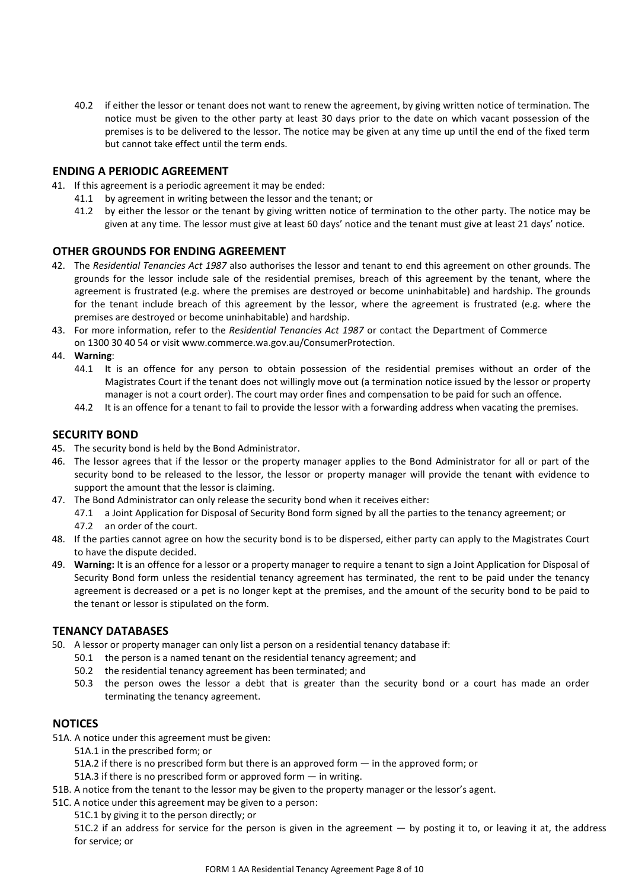40.2 if either the lessor or tenant does not want to renew the agreement, by giving written notice of termination. The notice must be given to the other party at least 30 days prior to the date on which vacant possession of the premises is to be delivered to the lessor. The notice may be given at any time up until the end of the fixed term but cannot take effect until the term ends.

## ENDING A PERIODIC AGREEMENT

41. If this agreement is a periodic agreement it may be ended:
    - 41.1 by agreement in writing between the lessor and the tenant; or
    - 41.2 by either the lessor or the tenant by giving written notice of termination to the other party. The notice may be given at any time. The lessor must give at least 60 days' notice and the tenant must give at least 21 days' notice.

## OTHER GROUNDS FOR ENDING AGREEMENT

42. The *Residential Tenancies Act 1987* also authorises the lessor and tenant to end this agreement on other grounds. The grounds for the lessor include sale of the residential premises, breach of this agreement by the tenant, where the agreement is frustrated (e.g. where the premises are destroyed or become uninhabitable) and hardship. The grounds for the tenant include breach of this agreement by the lessor, where the agreement is frustrated (e.g. where the premises are destroyed or become uninhabitable) and hardship.
43. For more information, refer to the *Residential Tenancies Act 1987* or contact the Department of Commerce on 1300 30 40 54 or visit www.commerce.wa.gov.au/ConsumerProtection.
44. **Warning**:
    - 44.1 It is an offence for any person to obtain possession of the residential premises without an order of the Magistrates Court if the tenant does not willingly move out (a termination notice issued by the lessor or property manager is not a court order). The court may order fines and compensation to be paid for such an offence.
    - 44.2 It is an offence for a tenant to fail to provide the lessor with a forwarding address when vacating the premises.

## SECURITY BOND

45. The security bond is held by the Bond Administrator.
46. The lessor agrees that if the lessor or the property manager applies to the Bond Administrator for all or part of the security bond to be released to the lessor, the lessor or property manager will provide the tenant with evidence to support the amount that the lessor is claiming.
47. The Bond Administrator can only release the security bond when it receives either:
    - 47.1 a Joint Application for Disposal of Security Bond form signed by all the parties to the tenancy agreement; or
    - 47.2 an order of the court.
48. If the parties cannot agree on how the security bond is to be dispersed, either party can apply to the Magistrates Court to have the dispute decided.
49. **Warning:** It is an offence for a lessor or a property manager to require a tenant to sign a Joint Application for Disposal of Security Bond form unless the residential tenancy agreement has terminated, the rent to be paid under the tenancy agreement is decreased or a pet is no longer kept at the premises, and the amount of the security bond to be paid to the tenant or lessor is stipulated on the form.

## TENANCY DATABASES

50. A lessor or property manager can only list a person on a residential tenancy database if:
    - 50.1 the person is a named tenant on the residential tenancy agreement; and
    - 50.2 the residential tenancy agreement has been terminated; and
    - 50.3 the person owes the lessor a debt that is greater than the security bond or a court has made an order terminating the tenancy agreement.

## NOTICES

51A. A notice under this agreement must be given:

- 51A.1 in the prescribed form; or
- 51A.2 if there is no prescribed form but there is an approved form — in the approved form; or
- 51A.3 if there is no prescribed form or approved form — in writing.

51B. A notice from the tenant to the lessor may be given to the property manager or the lessor's agent.

51C. A notice under this agreement may be given to a person:

- 51C.1 by giving it to the person directly; or
- 51C.2 if an address for service for the person is given in the agreement — by posting it to, or leaving it at, the address for service; or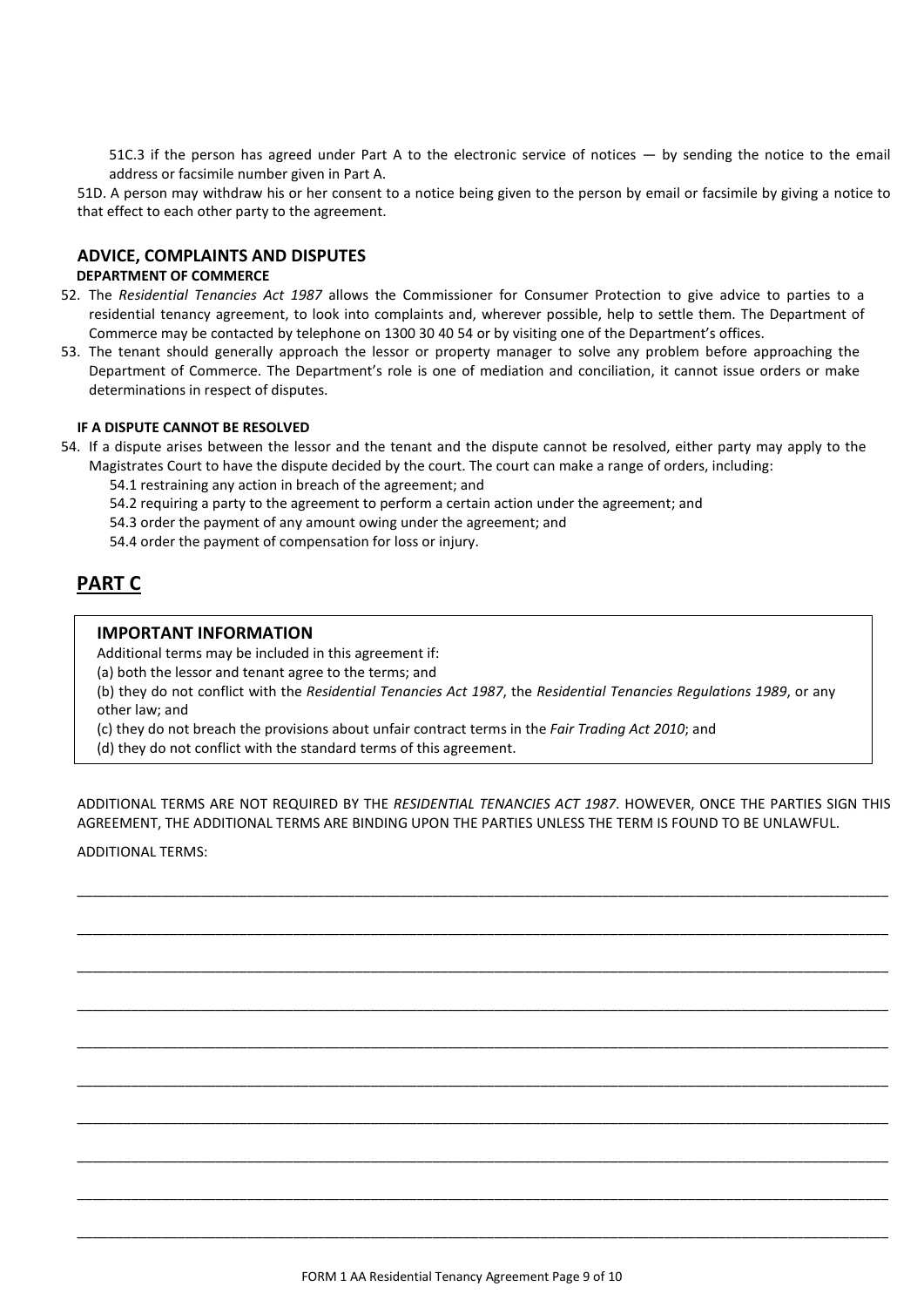51C.3 if the person has agreed under Part A to the electronic service of notices — by sending the notice to the email address or facsimile number given in Part A.

51D. A person may withdraw his or her consent to a notice being given to the person by email or facsimile by giving a notice to that effect to each other party to the agreement.

## ADVICE, COMPLAINTS AND DISPUTES

### DEPARTMENT OF COMMERCE

52. The *Residential Tenancies Act 1987* allows the Commissioner for Consumer Protection to give advice to parties to a residential tenancy agreement, to look into complaints and, wherever possible, help to settle them. The Department of Commerce may be contacted by telephone on 1300 30 40 54 or by visiting one of the Department's offices.
53. The tenant should generally approach the lessor or property manager to solve any problem before approaching the Department of Commerce. The Department's role is one of mediation and conciliation, it cannot issue orders or make determinations in respect of disputes.

### IF A DISPUTE CANNOT BE RESOLVED

54. If a dispute arises between the lessor and the tenant and the dispute cannot be resolved, either party may apply to the Magistrates Court to have the dispute decided by the court. The court can make a range of orders, including:

    54.1 restraining any action in breach of the agreement; and

    54.2 requiring a party to the agreement to perform a certain action under the agreement; and

    54.3 order the payment of any amount owing under the agreement; and

    54.4 order the payment of compensation for loss or injury.

## PART C

### IMPORTANT INFORMATION

Additional terms may be included in this agreement if:

(a) both the lessor and tenant agree to the terms; and

(b) they do not conflict with the *Residential Tenancies Act 1987*, the *Residential Tenancies Regulations 1989*, or any other law; and

(c) they do not breach the provisions about unfair contract terms in the *Fair Trading Act 2010*; and

(d) they do not conflict with the standard terms of this agreement.

ADDITIONAL TERMS ARE NOT REQUIRED BY THE *RESIDENTIAL TENANCIES ACT 1987*. HOWEVER, ONCE THE PARTIES SIGN THIS AGREEMENT, THE ADDITIONAL TERMS ARE BINDING UPON THE PARTIES UNLESS THE TERM IS FOUND TO BE UNLAWFUL.

ADDITIONAL TERMS:

______________________________________________________________________________

______________________________________________________________________________

______________________________________________________________________________

______________________________________________________________________________

______________________________________________________________________________

______________________________________________________________________________

______________________________________________________________________________

______________________________________________________________________________

______________________________________________________________________________

______________________________________________________________________________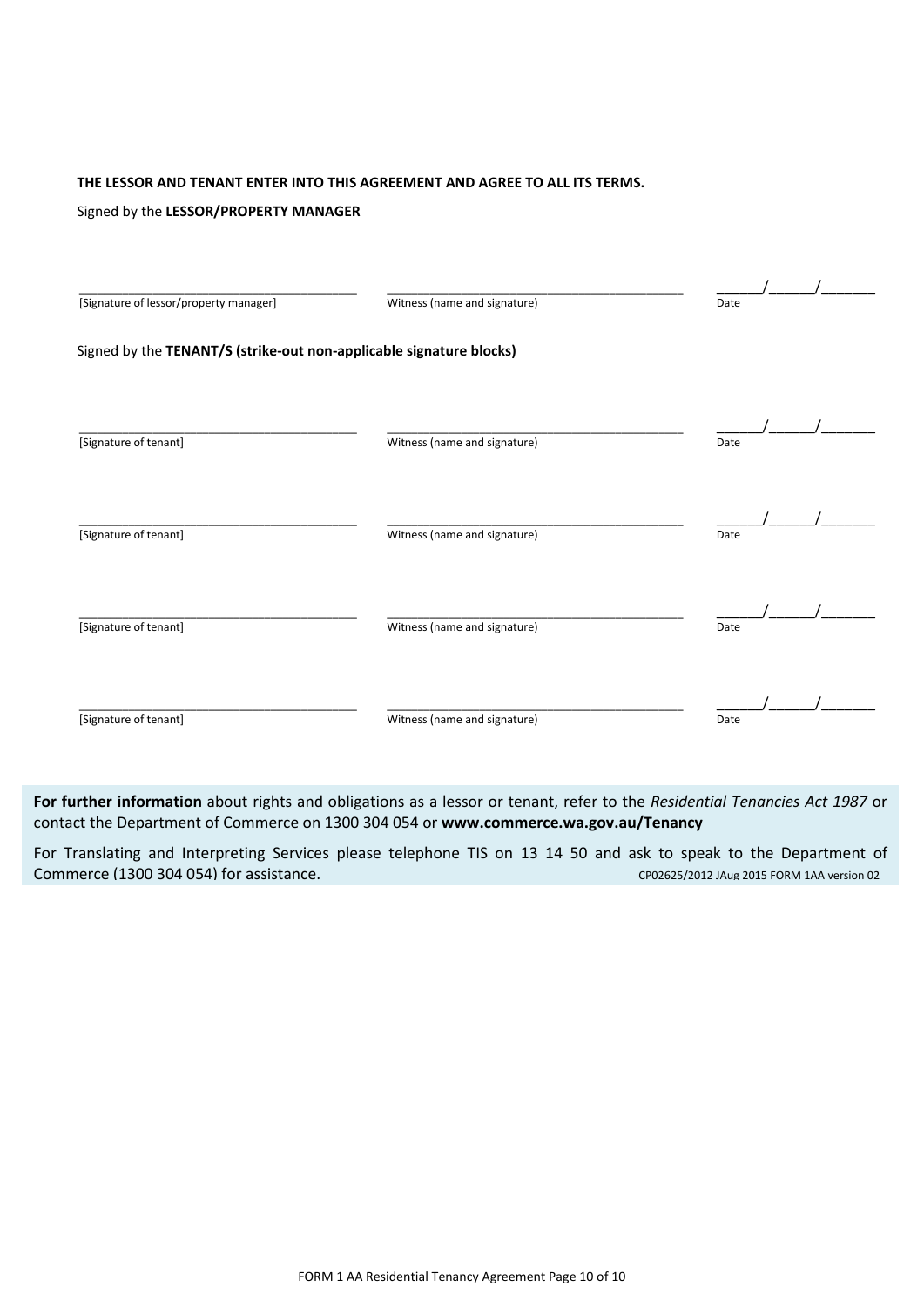**THE LESSOR AND TENANT ENTER INTO THIS AGREEMENT AND AGREE TO ALL ITS TERMS.**

Signed by the **LESSOR/PROPERTY MANAGER**

| | | |
|---|---|---|
| ______________________________ | ______________________________ | _____/_____/_____ |
| [Signature of lessor/property manager] | Witness (name and signature) | Date |

Signed by the **TENANT/S (strike-out non-applicable signature blocks)**

| | | |
|---|---|---|
| ______________________________ | ______________________________ | _____/_____/_____ |
| [Signature of tenant] | Witness (name and signature) | Date |
| ______________________________ | ______________________________ | _____/_____/_____ |
| [Signature of tenant] | Witness (name and signature) | Date |
| ______________________________ | ______________________________ | _____/_____/_____ |
| [Signature of tenant] | Witness (name and signature) | Date |
| ______________________________ | ______________________________ | _____/_____/_____ |
| [Signature of tenant] | Witness (name and signature) | Date |

**For further information** about rights and obligations as a lessor or tenant, refer to the *Residential Tenancies Act 1987* or contact the Department of Commerce on 1300 304 054 or **www.commerce.wa.gov.au/Tenancy**

For Translating and Interpreting Services please telephone TIS on 13 14 50 and ask to speak to the Department of Commerce (1300 304 054) for assistance.

CP02625/2012 JAug 2015 FORM 1AA version 02